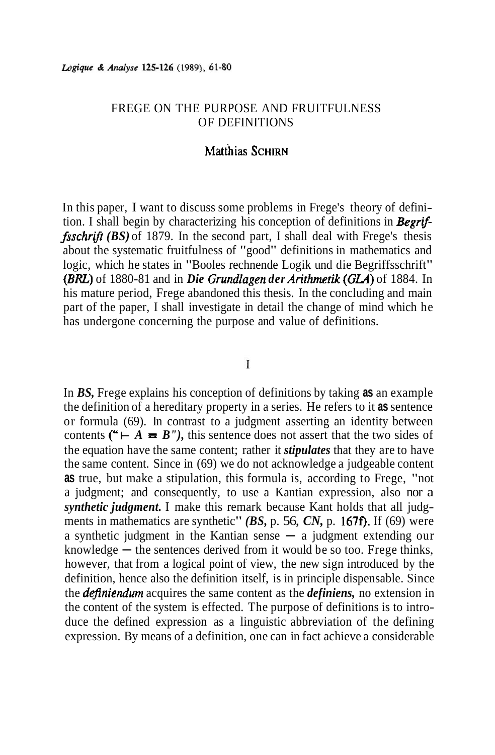# FREGE ON THE PURPOSE AND FRUITFULNESS OF DEFINITIONS

## Matthias SCHIRN

In this paper, I want to discuss some problems in Frege's theory of definition. I shall begin by characterizing his conception of definitions in *Begriffsschrift (BS)* of 1879. In the second part, I shall deal with Frege's thesis about the systematic fruitfulness of "good" definitions in mathematics and logic, which he states in "Booles rechnende Logik und die Begriffsschrift" *(BRL)* of 1880-81 and in *Die Grundlagen der Arithmetik (GLA)* of 1884. In his mature period, Frege abandoned this thesis. In the concluding and main part of the paper, I shall investigate in detail the change of mind which he has undergone concerning the purpose and value of definitions.

## I

In *BS,* Frege explains his conception of definitions by taking as an example the definition of a hereditary property in a series. He refers to it as sentence or formula (69). In contrast to a judgment asserting an identity between contents ("$\vdash A \equiv B$"), this sentence does not assert that the two sides of the equation have the same content; rather it *stipulates* that they are to have the same content. Since in (69) we do not acknowledge a judgeable content as true, but make a stipulation, this formula is, according to Frege, "not a judgment; and consequently, to use a Kantian expression, also nor a *synthetic judgment.* I make this remark because Kant holds that all judgments in mathematics are synthetic" *(BS,* p. 56, *CN,* p. 167f). If (69) were a synthetic judgment in the Kantian sense — a judgment extending our knowledge — the sentences derived from it would be so too. Frege thinks, however, that from a logical point of view, the new sign introduced by the definition, hence also the definition itself, is in principle dispensable. Since the *definiendum* acquires the same content as the *definiens,* no extension in the content of the system is effected. The purpose of definitions is to introduce the defined expression as a linguistic abbreviation of the defining expression. By means of a definition, one can in fact achieve a considerable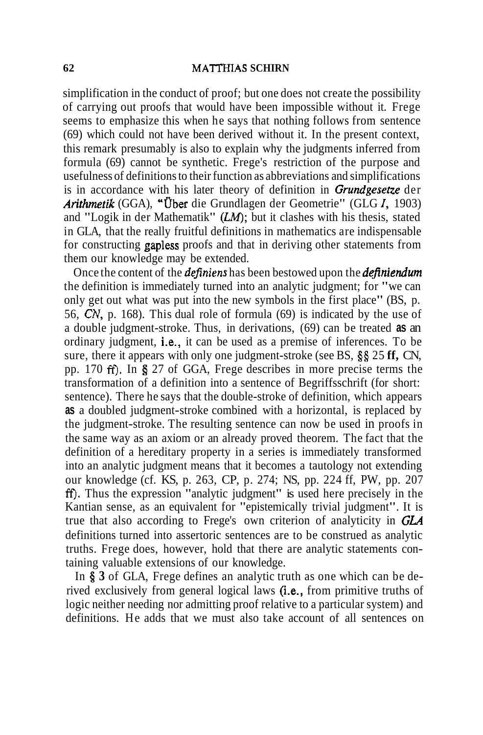simplification in the conduct of proof; but one does not create the possibility of carrying out proofs that would have been impossible without it. Frege seems to emphasize this when he says that nothing follows from sentence (69) which could not have been derived without it. In the present context, this remark presumably is also to explain why the judgments inferred from formula (69) cannot be synthetic. Frege's restriction of the purpose and usefulness of definitions to their function as abbreviations and simplifications is in accordance with his later theory of definition in *Grundgesetze der Arithmetik* (GGA), "Über die Grundlagen der Geometrie" (GLG *I*, 1903) and "Logik in der Mathematik" (*LM*); but it clashes with his thesis, stated in GLA, that the really fruitful definitions in mathematics are indispensable for constructing gapless proofs and that in deriving other statements from them our knowledge may be extended.

Once the content of the *definiens* has been bestowed upon the *definiendum* the definition is immediately turned into an analytic judgment; for "we can only get out what was put into the new symbols in the first place" (BS, p. 56, *CN*, p. 168). This dual role of formula (69) is indicated by the use of a double judgment-stroke. Thus, in derivations, (69) can be treated as an ordinary judgment, i.e., it can be used as a premise of inferences. To be sure, there it appears with only one judgment-stroke (see BS, §§ 25 ff, CN, pp. 170 ff). In § 27 of GGA, Frege describes in more precise terms the transformation of a definition into a sentence of Begriffsschrift (for short: sentence). There he says that the double-stroke of definition, which appears as a doubled judgment-stroke combined with a horizontal, is replaced by the judgment-stroke. The resulting sentence can now be used in proofs in the same way as an axiom or an already proved theorem. The fact that the definition of a hereditary property in a series is immediately transformed into an analytic judgment means that it becomes a tautology not extending our knowledge (cf. KS, p. 263, CP, p. 274; NS, pp. 224 ff, PW, pp. 207 ff). Thus the expression "analytic judgment" is used here precisely in the Kantian sense, as an equivalent for "epistemically trivial judgment". It is true that also according to Frege's own criterion of analyticity in *GLA* definitions turned into assertoric sentences are to be construed as analytic truths. Frege does, however, hold that there are analytic statements containing valuable extensions of our knowledge.

In § 3 of GLA, Frege defines an analytic truth as one which can be derived exclusively from general logical laws (i.e., from primitive truths of logic neither needing nor admitting proof relative to a particular system) and definitions. He adds that we must also take account of all sentences on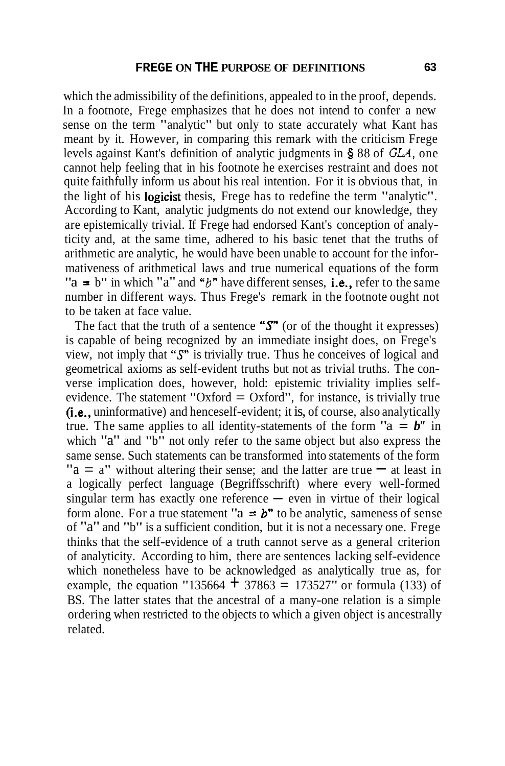which the admissibility of the definitions, appealed to in the proof, depends. In a footnote, Frege emphasizes that he does not intend to confer a new sense on the term "analytic" but only to state accurately what Kant has meant by it. However, in comparing this remark with the criticism Frege levels against Kant's definition of analytic judgments in § 88 of *GLA*, one cannot help feeling that in his footnote he exercises restraint and does not quite faithfully inform us about his real intention. For it is obvious that, in the light of his logicist thesis, Frege has to redefine the term "analytic". According to Kant, analytic judgments do not extend our knowledge, they are epistemically trivial. If Frege had endorsed Kant's conception of analyticity and, at the same time, adhered to his basic tenet that the truths of arithmetic are analytic, he would have been unable to account for the informativeness of arithmetical laws and true numerical equations of the form "a = b" in which "a" and "*b*" have different senses, i.e., refer to the same number in different ways. Thus Frege's remark in the footnote ought not to be taken at face value.

The fact that the truth of a sentence "*S*" (or of the thought it expresses) is capable of being recognized by an immediate insight does, on Frege's view, not imply that "*S*" is trivially true. Thus he conceives of logical and geometrical axioms as self-evident truths but not as trivial truths. The converse implication does, however, hold: epistemic triviality implies self-evidence. The statement "Oxford = Oxford", for instance, is trivially true (i.e., uninformative) and henceself-evident; it is, of course, also analytically true. The same applies to all identity-statements of the form "a = *b*" in which "a" and "b" not only refer to the same object but also express the same sense. Such statements can be transformed into statements of the form "a = a" without altering their sense; and the latter are true — at least in a logically perfect language (Begriffsschrift) where every well-formed singular term has exactly one reference — even in virtue of their logical form alone. For a true statement "a = *b*" to be analytic, sameness of sense of "a" and "b" is a sufficient condition, but it is not a necessary one. Frege thinks that the self-evidence of a truth cannot serve as a general criterion of analyticity. According to him, there are sentences lacking self-evidence which nonetheless have to be acknowledged as analytically true as, for example, the equation "135664 + 37863 = 173527" or formula (133) of BS. The latter states that the ancestral of a many-one relation is a simple ordering when restricted to the objects to which a given object is ancestrally related.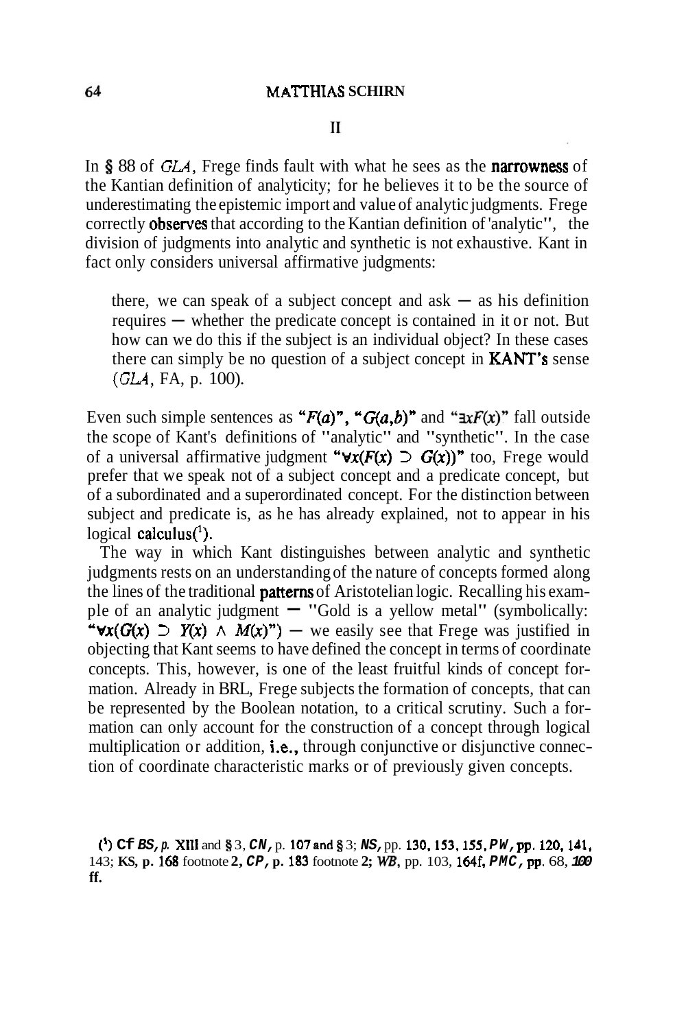## II

In § 88 of *GLA*, Frege finds fault with what he sees as the narrowness of the Kantian definition of analyticity; for he believes it to be the source of underestimating the epistemic import and value of analytic judgments. Frege correctly observes that according to the Kantian definition of 'analytic", the division of judgments into analytic and synthetic is not exhaustive. Kant in fact only considers universal affirmative judgments:

> there, we can speak of a subject concept and ask — as his definition requires — whether the predicate concept is contained in it or not. But how can we do this if the subject is an individual object? In these cases there can simply be no question of a subject concept in KANT's sense (*GLA*, FA, p. 100).

Even such simple sentences as "$F(a)$", "$G(a,b)$" and "$\exists x F(x)$" fall outside the scope of Kant's definitions of "analytic" and "synthetic". In the case of a universal affirmative judgment "$\forall x(F(x) \supset G(x))$" too, Frege would prefer that we speak not of a subject concept and a predicate concept, but of a subordinated and a superordinated concept. For the distinction between subject and predicate is, as he has already explained, not to appear in his logical calculus[1].

The way in which Kant distinguishes between analytic and synthetic judgments rests on an understanding of the nature of concepts formed along the lines of the traditional patterns of Aristotelian logic. Recalling his example of an analytic judgment — "Gold is a yellow metal" (symbolically: "$\forall x(G(x) \supset Y(x) \wedge M(x)$") — we easily see that Frege was justified in objecting that Kant seems to have defined the concept in terms of coordinate concepts. This, however, is one of the least fruitful kinds of concept formation. Already in BRL, Frege subjects the formation of concepts, that can be represented by the Boolean notation, to a critical scrutiny. Such a formation can only account for the construction of a concept through logical multiplication or addition, i.e., through conjunctive or disjunctive connection of coordinate characteristic marks or of previously given concepts.

[1] Cf *BS*, p. XIII and § 3, *CN*, p. 107 and § 3; *NS*, pp. 130, 153, 155, *PW*, pp. 120, 141, 143; KS, p. 168 footnote 2, *CP*, p. 183 footnote 2; *WB*, pp. 103, 164f, *PMC*, pp. 68, 100 ff.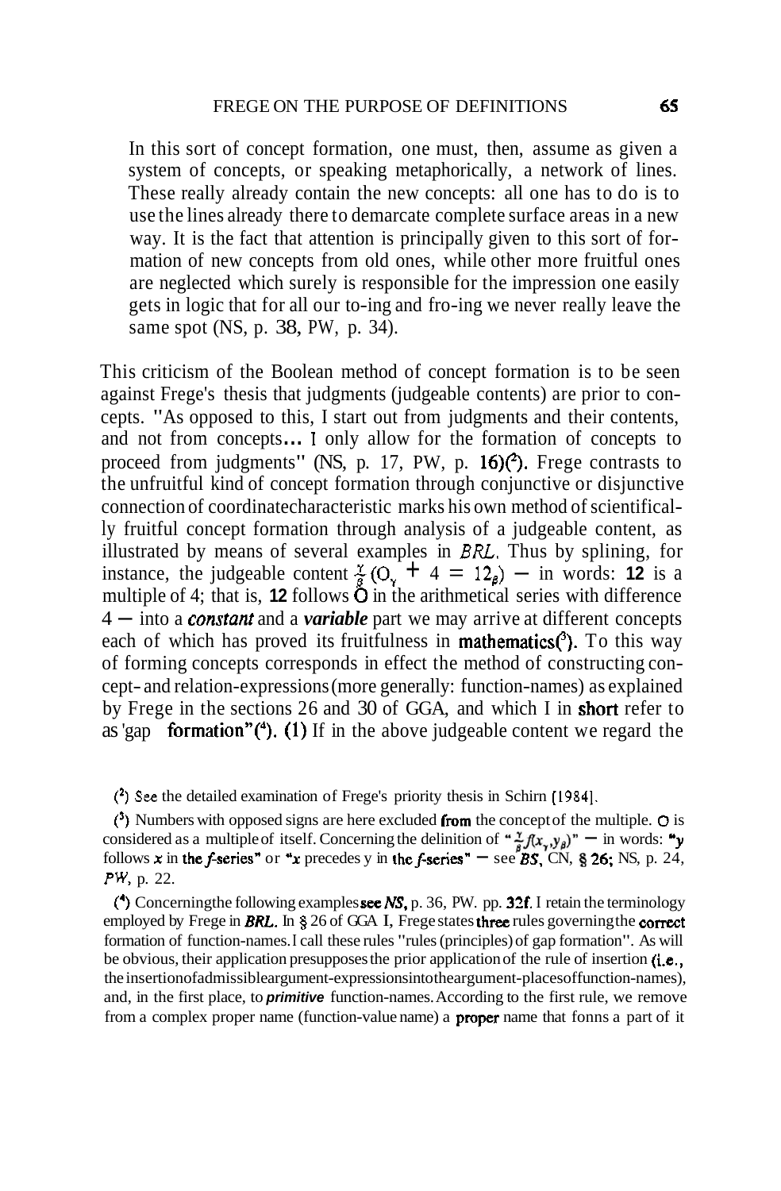In this sort of concept formation, one must, then, assume as given a system of concepts, or speaking metaphorically, a network of lines. These really already contain the new concepts: all one has to do is to use the lines already there to demarcate complete surface areas in a new way. It is the fact that attention is principally given to this sort of formation of new concepts from old ones, while other more fruitful ones are neglected which surely is responsible for the impression one easily gets in logic that for all our to-ing and fro-ing we never really leave the same spot (NS, p. 38, PW, p. 34).

This criticism of the Boolean method of concept formation is to be seen against Frege's thesis that judgments (judgeable contents) are prior to concepts. "As opposed to this, I start out from judgments and their contents, and not from concepts... I only allow for the formation of concepts to proceed from judgments" (NS, p. 17, PW, p. 16)(²). Frege contrasts to the unfruitful kind of concept formation through conjunctive or disjunctive connection of coordinate characteristic marks his own method of scientifically fruitful concept formation through analysis of a judgeable content, as illustrated by means of several examples in *BRL*. Thus by splining, for instance, the judgeable content $\frac{\gamma}{\beta}(O_\gamma + 4 = 12_\beta)$ — in words: **12** is a multiple of 4; that is, **12** follows O in the arithmetical series with difference 4 — into a ***constant*** and a ***variable*** part we may arrive at different concepts each of which has proved its fruitfulness in mathematics(³). To this way of forming concepts corresponds in effect the method of constructing concept- and relation-expressions (more generally: function-names) as explained by Frege in the sections 26 and 30 of GGA, and which I in short refer to as 'gap formation"(⁴). (1) If in the above judgeable content we regard the

(²) See the detailed examination of Frege's priority thesis in Schirn [1984].

(³) Numbers with opposed signs are here excluded from the concept of the multiple. O is considered as a multiple of itself. Concerning the definition of "$\frac{\gamma}{\beta}f(x_\gamma, y_\beta)$" — in words: "y follows x in the *f*-series" or "x precedes y in the *f*-series" — see *BS*, CN, § 26; NS, p. 24, *PW*, p. 22.

(⁴) Concerning the following examples see *NS*, p. 36, PW. pp. 32f. I retain the terminology employed by Frege in *BRL*. In § 26 of GGA I, Frege states three rules governing the correct formation of function-names. I call these rules "rules (principles) of gap formation". As will be obvious, their application presupposes the prior application of the rule of insertion (i.e., the insertion of admissible argument-expressions into the argument-places of function-names), and, in the first place, to ***primitive*** function-names. According to the first rule, we remove from a complex proper name (function-value name) a proper name that fonns a part of it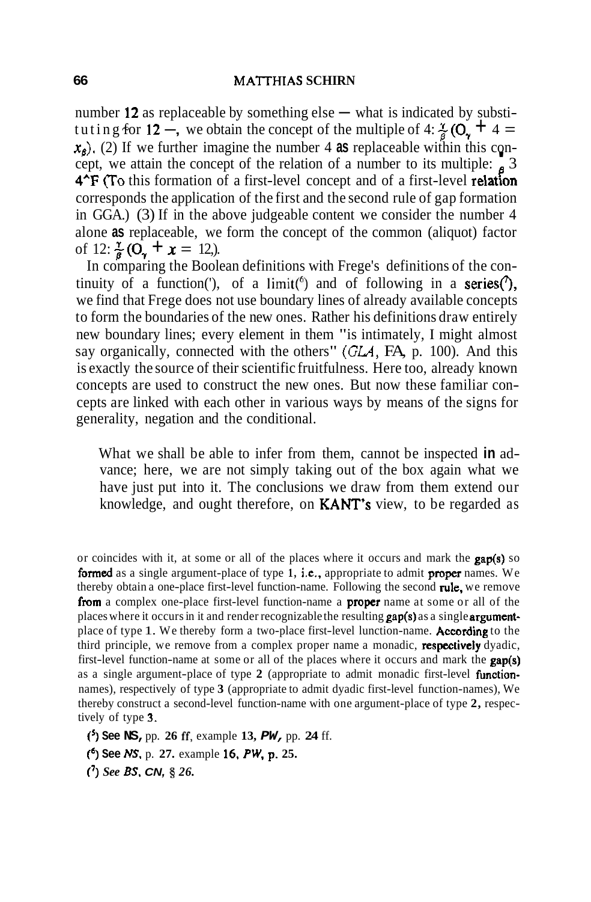number 12 as replaceable by something else — what is indicated by substituting for 12 —, we obtain the concept of the multiple of 4: $\frac{\gamma}{\beta}(O_\gamma + 4 = x_\beta)$. (2) If we further imagine the number 4 as replaceable within this concept, we attain the concept of the relation of a number to its multiple: $_\beta 3$ $4^\wedge F$ (To this formation of a first-level concept and of a first-level relation corresponds the application of the first and the second rule of gap formation in GGA.) (3) If in the above judgeable content we consider the number 4 alone as replaceable, we form the concept of the common (aliquot) factor of 12: $\frac{\gamma}{\beta}(O_\gamma + x = 12_\beta)$.

In comparing the Boolean definitions with Frege's definitions of the continuity of a function[5], of a limit[6] and of following in a series[7], we find that Frege does not use boundary lines of already available concepts to form the boundaries of the new ones. Rather his definitions draw entirely new boundary lines; every element in them "is intimately, I might almost say organically, connected with the others" (*GLA*, FA, p. 100). And this is exactly the source of their scientific fruitfulness. Here too, already known concepts are used to construct the new ones. But now these familiar concepts are linked with each other in various ways by means of the signs for generality, negation and the conditional.

> What we shall be able to infer from them, cannot be inspected in advance; here, we are not simply taking out of the box again what we have just put into it. The conclusions we draw from them extend our knowledge, and ought therefore, on KANT's view, to be regarded as

or coincides with it, at some or all of the places where it occurs and mark the gap(s) so formed as a single argument-place of type 1, i.e., appropriate to admit proper names. We thereby obtain a one-place first-level function-name. Following the second rule, we remove from a complex one-place first-level function-name a proper name at some or all of the places where it occurs in it and render recognizable the resulting gap(s) as a single argument-place of type 1. We thereby form a two-place first-level lunction-name. According to the third principle, we remove from a complex proper name a monadic, respectively dyadic, first-level function-name at some or all of the places where it occurs and mark the gap(s) as a single argument-place of type 2 (appropriate to admit monadic first-level function-names), respectively of type 3 (appropriate to admit dyadic first-level function-names), We thereby construct a second-level function-name with one argument-place of type 2, respectively of type 3.

[5] See NS, pp. 26 ff, example 13, *PW*, pp. 24 ff.

[6] See *NS*, p. 27. example 16, *PW*, p. 25.

[7] *See BS*, *CN*, § 26.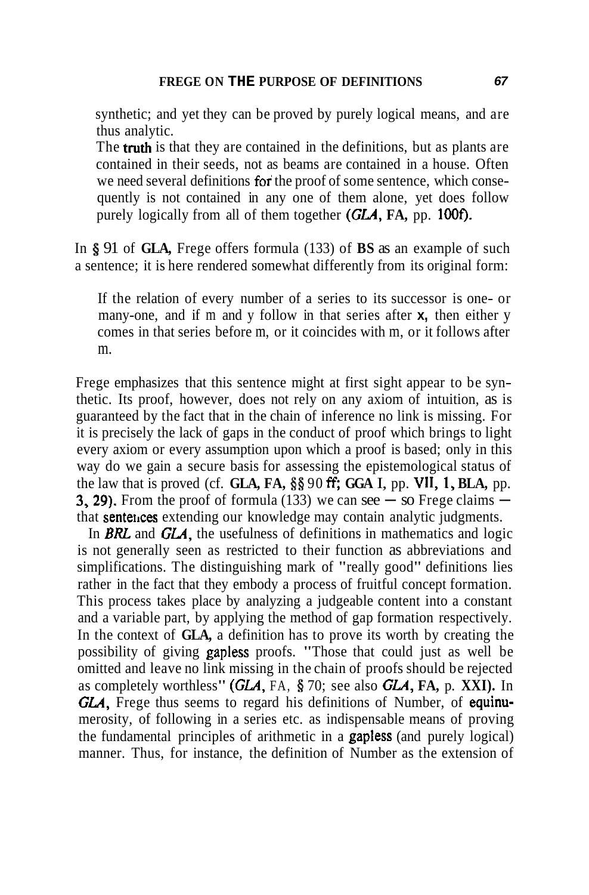> synthetic; and yet they can be proved by purely logical means, and are thus analytic.
>
> The truth is that they are contained in the definitions, but as plants are contained in their seeds, not as beams are contained in a house. Often we need several definitions for the proof of some sentence, which consequently is not contained in any one of them alone, yet does follow purely logically from all of them together (*GLA*, **FA**, pp. 100f).

In § 91 of **GLA,** Frege offers formula (133) of **BS** as an example of such a sentence; it is here rendered somewhat differently from its original form:

> If the relation of every number of a series to its successor is one- or many-one, and if m and y follow in that series after **x,** then either y comes in that series before m, or it coincides with m, or it follows after m.

Frege emphasizes that this sentence might at first sight appear to be synthetic. Its proof, however, does not rely on any axiom of intuition, as is guaranteed by the fact that in the chain of inference no link is missing. For it is precisely the lack of gaps in the conduct of proof which brings to light every axiom or every assumption upon which a proof is based; only in this way do we gain a secure basis for assessing the epistemological status of the law that is proved (cf. **GLA, FA,** §§ 90 ff; **GGA** I, pp. VII, 1, **BLA,** pp. 3, 29). From the proof of formula (133) we can see — so Frege claims — that sentences extending our knowledge may contain analytic judgments.

In *BRL* and *GLA*, the usefulness of definitions in mathematics and logic is not generally seen as restricted to their function as abbreviations and simplifications. The distinguishing mark of "really good" definitions lies rather in the fact that they embody a process of fruitful concept formation. This process takes place by analyzing a judgeable content into a constant and a variable part, by applying the method of gap formation respectively. In the context of **GLA,** a definition has to prove its worth by creating the possibility of giving gapless proofs. "Those that could just as well be omitted and leave no link missing in the chain of proofs should be rejected as completely worthless" (*GLA*, FA, § 70; see also *GLA*, **FA,** p. **XXI).** In *GLA*, Frege thus seems to regard his definitions of Number, of equinumerosity, of following in a series etc. as indispensable means of proving the fundamental principles of arithmetic in a gapless (and purely logical) manner. Thus, for instance, the definition of Number as the extension of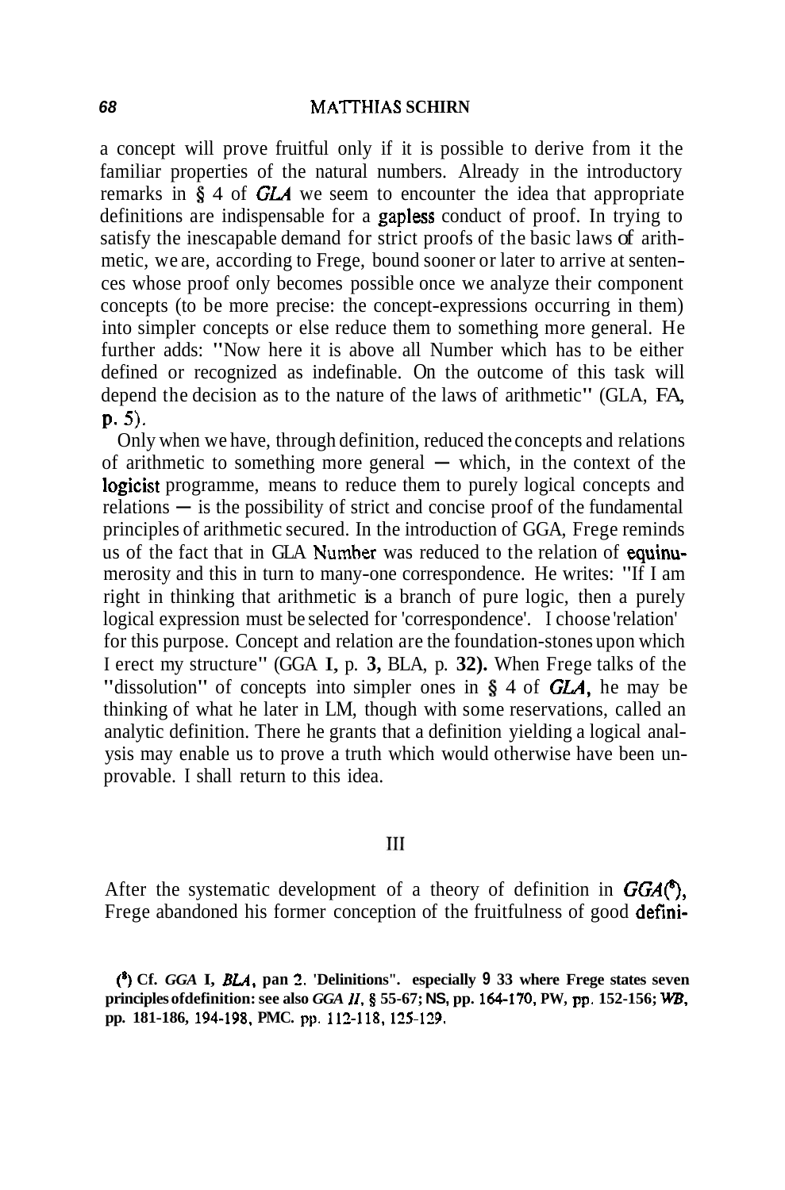a concept will prove fruitful only if it is possible to derive from it the familiar properties of the natural numbers. Already in the introductory remarks in § 4 of *GLA* we seem to encounter the idea that appropriate definitions are indispensable for a gapless conduct of proof. In trying to satisfy the inescapable demand for strict proofs of the basic laws of arithmetic, we are, according to Frege, bound sooner or later to arrive at sentences whose proof only becomes possible once we analyze their component concepts (to be more precise: the concept-expressions occurring in them) into simpler concepts or else reduce them to something more general. He further adds: "Now here it is above all Number which has to be either defined or recognized as indefinable. On the outcome of this task will depend the decision as to the nature of the laws of arithmetic" (GLA, FA, p. 5).

Only when we have, through definition, reduced the concepts and relations of arithmetic to something more general — which, in the context of the logicist programme, means to reduce them to purely logical concepts and relations — is the possibility of strict and concise proof of the fundamental principles of arithmetic secured. In the introduction of GGA, Frege reminds us of the fact that in GLA Number was reduced to the relation of equinumerosity and this in turn to many-one correspondence. He writes: "If I am right in thinking that arithmetic is a branch of pure logic, then a purely logical expression must be selected for 'correspondence'. I choose 'relation' for this purpose. Concept and relation are the foundation-stones upon which I erect my structure" (GGA I, p. 3, BLA, p. 32). When Frege talks of the "dissolution" of concepts into simpler ones in § 4 of *GLA*, he may be thinking of what he later in LM, though with some reservations, called an analytic definition. There he grants that a definition yielding a logical analysis may enable us to prove a truth which would otherwise have been unprovable. I shall return to this idea.

## III

After the systematic development of a theory of definition in *GGA*[8], Frege abandoned his former conception of the fruitfulness of good defini-

---

[8] Cf. *GGA* I, *BLA*, pan 2. 'Delinitions". especially § 33 where Frege states seven principles of definition: see also *GGA II*, § 55-67; NS, pp. 164-170, PW, pp. 152-156; *WB*, pp. 181-186, 194-198, PMC. pp. 112-118, 125-129.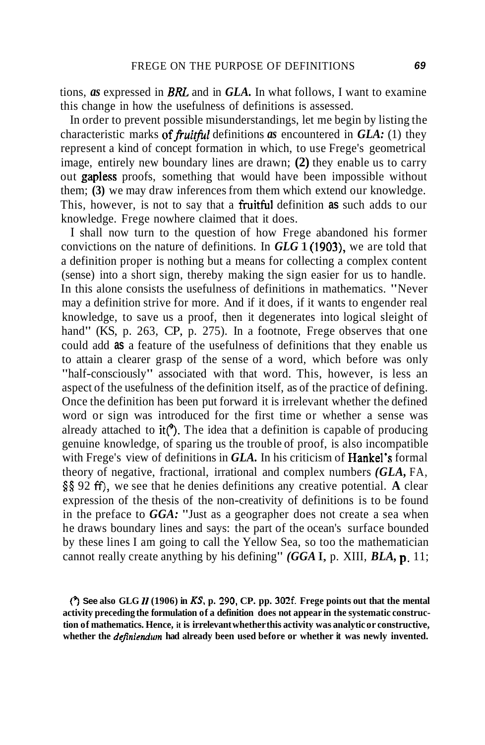tions, *as* expressed in *BRL* and in *GLA.* In what follows, I want to examine this change in how the usefulness of definitions is assessed.

In order to prevent possible misunderstandings, let me begin by listing the characteristic marks of *fruitful* definitions *as* encountered in *GLA:* (1) they represent a kind of concept formation in which, to use Frege's geometrical image, entirely new boundary lines are drawn; **(2)** they enable us to carry out gapless proofs, something that would have been impossible without them; **(3)** we may draw inferences from them which extend our knowledge. This, however, is not to say that a fruitful definition **as** such adds to our knowledge. Frege nowhere claimed that it does.

I shall now turn to the question of how Frege abandoned his former convictions on the nature of definitions. In *GLG* **1** (1903), we are told that a definition proper is nothing but a means for collecting a complex content (sense) into a short sign, thereby making the sign easier for us to handle. In this alone consists the usefulness of definitions in mathematics. "Never may a definition strive for more. And if it does, if it wants to engender real knowledge, to save us a proof, then it degenerates into logical sleight of hand" (KS, p. 263, CP, p. 275). In a footnote, Frege observes that one could add **as** a feature of the usefulness of definitions that they enable us to attain a clearer grasp of the sense of a word, which before was only "half-consciously" associated with that word. This, however, is less an aspect of the usefulness of the definition itself, as of the practice of defining. Once the definition has been put forward it is irrelevant whether the defined word or sign was introduced for the first time or whether a sense was already attached to it[9]. The idea that a definition is capable of producing genuine knowledge, of sparing us the trouble of proof, is also incompatible with Frege's view of definitions in *GLA.* In his criticism of Hankel's formal theory of negative, fractional, irrational and complex numbers *(GLA,* FA, §§ 92 ff), we see that he denies definitions any creative potential. **A** clear expression of the thesis of the non-creativity of definitions is to be found in the preface to *GGA:* "Just as a geographer does not create a sea when he draws boundary lines and says: the part of the ocean's surface bounded by these lines I am going to call the Yellow Sea, so too the mathematician cannot really create anything by his defining" *(GGA* I, p. XIII, *BLA,* p. 11;

**[9] See also GLG *II* (1906) in *KS*, p. 290, CP. pp. 302f. Frege points out that the mental activity preceding the formulation of a definition does not appear in the systematic construction of mathematics. Hence, it is irrelevant whether this activity was analytic or constructive, whether the *definiendum* had already been used before or whether it was newly invented.**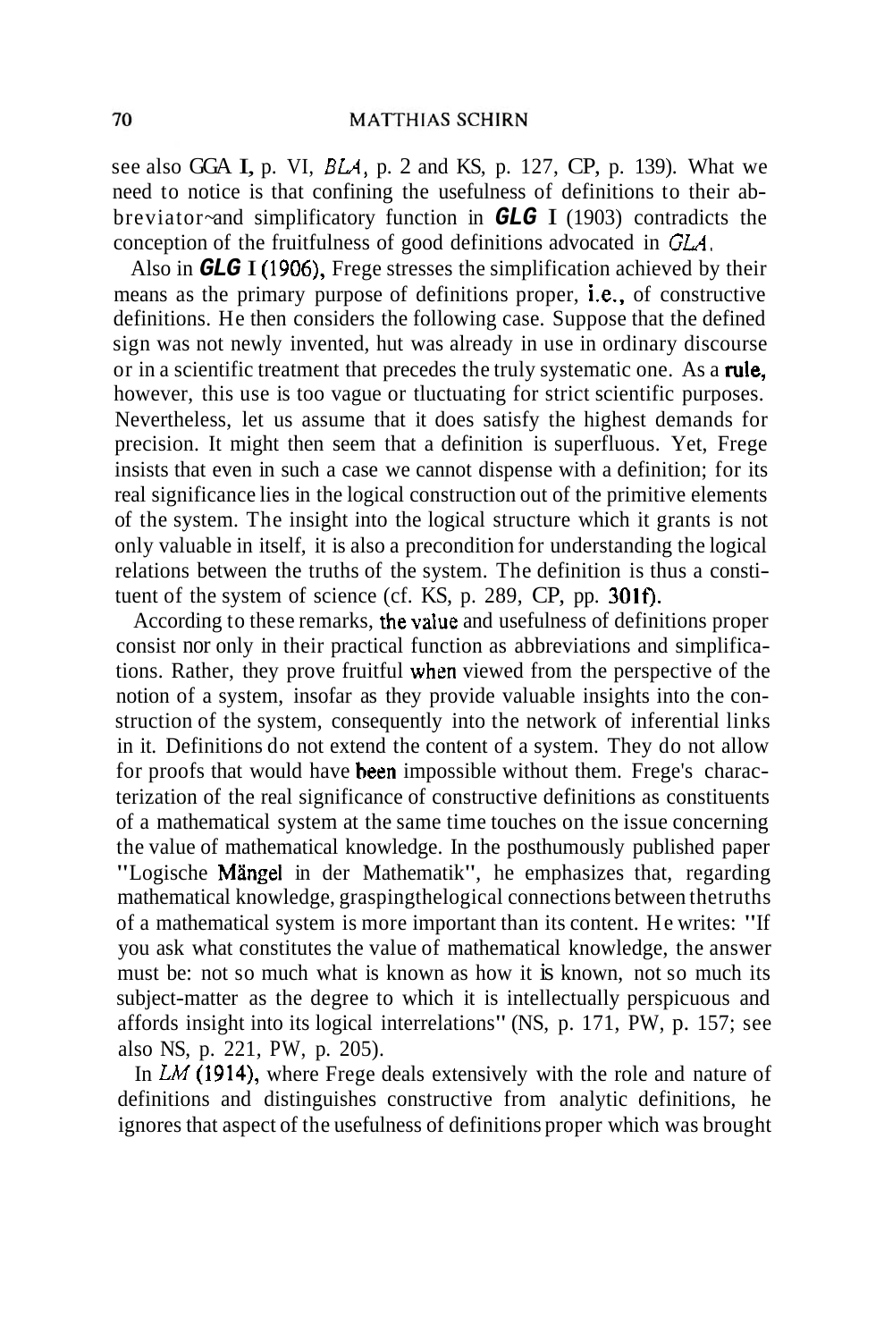see also GGA **I**, p. VI, *BLA*, p. 2 and KS, p. 127, CP, p. 139). What we need to notice is that confining the usefulness of definitions to their abbreviatory and simplificatory function in ***GLG*** I (1903) contradicts the conception of the fruitfulness of good definitions advocated in *GLA*.

Also in ***GLG*** I (1906), Frege stresses the simplification achieved by their means as the primary purpose of definitions proper, i.e., of constructive definitions. He then considers the following case. Suppose that the defined sign was not newly invented, hut was already in use in ordinary discourse or in a scientific treatment that precedes the truly systematic one. As a rule, however, this use is too vague or tluctuating for strict scientific purposes. Nevertheless, let us assume that it does satisfy the highest demands for precision. It might then seem that a definition is superfluous. Yet, Frege insists that even in such a case we cannot dispense with a definition; for its real significance lies in the logical construction out of the primitive elements of the system. The insight into the logical structure which it grants is not only valuable in itself, it is also a precondition for understanding the logical relations between the truths of the system. The definition is thus a constituent of the system of science (cf. KS, p. 289, CP, pp. 301f).

According to these remarks, the value and usefulness of definitions proper consist nor only in their practical function as abbreviations and simplifications. Rather, they prove fruitful when viewed from the perspective of the notion of a system, insofar as they provide valuable insights into the construction of the system, consequently into the network of inferential links in it. Definitions do not extend the content of a system. They do not allow for proofs that would have been impossible without them. Frege's characterization of the real significance of constructive definitions as constituents of a mathematical system at the same time touches on the issue concerning the value of mathematical knowledge. In the posthumously published paper "Logische Mängel in der Mathematik", he emphasizes that, regarding mathematical knowledge, graspingthelogical connections between thetruths of a mathematical system is more important than its content. He writes: "If you ask what constitutes the value of mathematical knowledge, the answer must be: not so much what is known as how it is known, not so much its subject-matter as the degree to which it is intellectually perspicuous and affords insight into its logical interrelations" (NS, p. 171, PW, p. 157; see also NS, p. 221, PW, p. 205).

In *LM* (1914), where Frege deals extensively with the role and nature of definitions and distinguishes constructive from analytic definitions, he ignores that aspect of the usefulness of definitions proper which was brought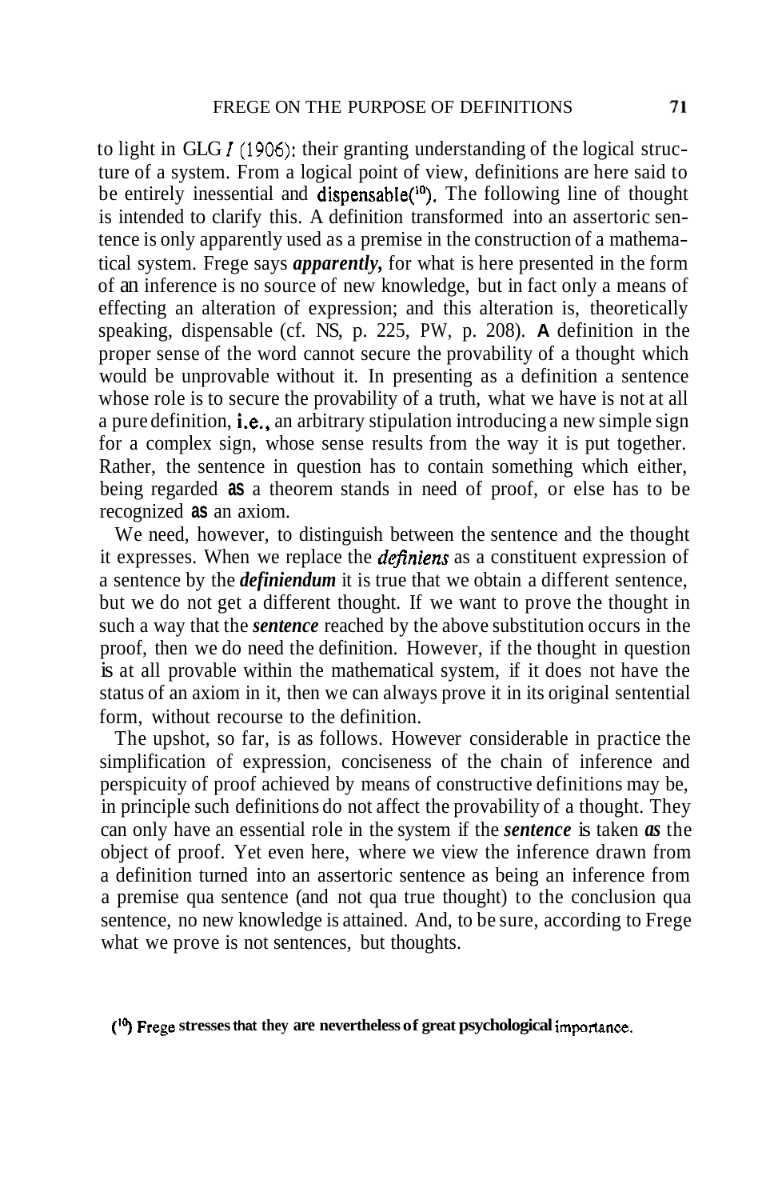to light in GLG *I* (1906): their granting understanding of the logical structure of a system. From a logical point of view, definitions are here said to be entirely inessential and dispensable[10]. The following line of thought is intended to clarify this. A definition transformed into an assertoric sentence is only apparently used as a premise in the construction of a mathematical system. Frege says ***apparently,*** for what is here presented in the form of an inference is no source of new knowledge, but in fact only a means of effecting an alteration of expression; and this alteration is, theoretically speaking, dispensable (cf. NS, p. 225, PW, p. 208). A definition in the proper sense of the word cannot secure the provability of a thought which would be unprovable without it. In presenting as a definition a sentence whose role is to secure the provability of a truth, what we have is not at all a pure definition, i.e., an arbitrary stipulation introducing a new simple sign for a complex sign, whose sense results from the way it is put together. Rather, the sentence in question has to contain something which either, being regarded as a theorem stands in need of proof, or else has to be recognized as an axiom.

We need, however, to distinguish between the sentence and the thought it expresses. When we replace the ***definiens*** as a constituent expression of a sentence by the ***definiendum*** it is true that we obtain a different sentence, but we do not get a different thought. If we want to prove the thought in such a way that the ***sentence*** reached by the above substitution occurs in the proof, then we do need the definition. However, if the thought in question is at all provable within the mathematical system, if it does not have the status of an axiom in it, then we can always prove it in its original sentential form, without recourse to the definition.

The upshot, so far, is as follows. However considerable in practice the simplification of expression, conciseness of the chain of inference and perspicuity of proof achieved by means of constructive definitions may be, in principle such definitions do not affect the provability of a thought. They can only have an essential role in the system if the ***sentence*** is taken ***as*** the object of proof. Yet even here, where we view the inference drawn from a definition turned into an assertoric sentence as being an inference from a premise qua sentence (and not qua true thought) to the conclusion qua sentence, no new knowledge is attained. And, to be sure, according to Frege what we prove is not sentences, but thoughts.

**[10] Frege stresses that they are nevertheless of great psychological importance.**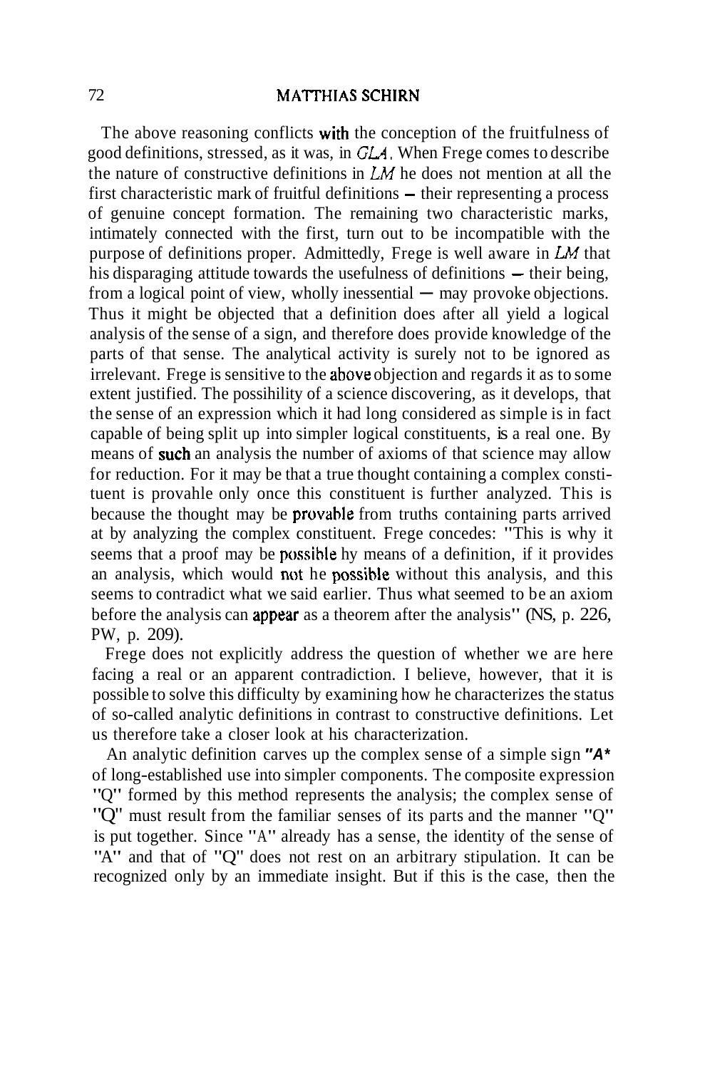The above reasoning conflicts with the conception of the fruitfulness of good definitions, stressed, as it was, in *GLA*. When Frege comes to describe the nature of constructive definitions in *LM* he does not mention at all the first characteristic mark of fruitful definitions – their representing a process of genuine concept formation. The remaining two characteristic marks, intimately connected with the first, turn out to be incompatible with the purpose of definitions proper. Admittedly, Frege is well aware in *LM* that his disparaging attitude towards the usefulness of definitions – their being, from a logical point of view, wholly inessential – may provoke objections. Thus it might be objected that a definition does after all yield a logical analysis of the sense of a sign, and therefore does provide knowledge of the parts of that sense. The analytical activity is surely not to be ignored as irrelevant. Frege is sensitive to the above objection and regards it as to some extent justified. The possihility of a science discovering, as it develops, that the sense of an expression which it had long considered as simple is in fact capable of being split up into simpler logical constituents, is a real one. By means of such an analysis the number of axioms of that science may allow for reduction. For it may be that a true thought containing a complex constituent is provahle only once this constituent is further analyzed. This is because the thought may be provable from truths containing parts arrived at by analyzing the complex constituent. Frege concedes: "This is why it seems that a proof may be possible hy means of a definition, if it provides an analysis, which would not he possible without this analysis, and this seems to contradict what we said earlier. Thus what seemed to be an axiom before the analysis can appear as a theorem after the analysis" (NS, p. 226, PW, p. 209).

Frege does not explicitly address the question of whether we are here facing a real or an apparent contradiction. I believe, however, that it is possible to solve this difficulty by examining how he characterizes the status of so-called analytic definitions in contrast to constructive definitions. Let us therefore take a closer look at his characterization.

An analytic definition carves up the complex sense of a simple sign "A" of long-established use into simpler components. The composite expression "Q" formed by this method represents the analysis; the complex sense of "Q" must result from the familiar senses of its parts and the manner "Q" is put together. Since "A" already has a sense, the identity of the sense of "A" and that of "Q" does not rest on an arbitrary stipulation. It can be recognized only by an immediate insight. But if this is the case, then the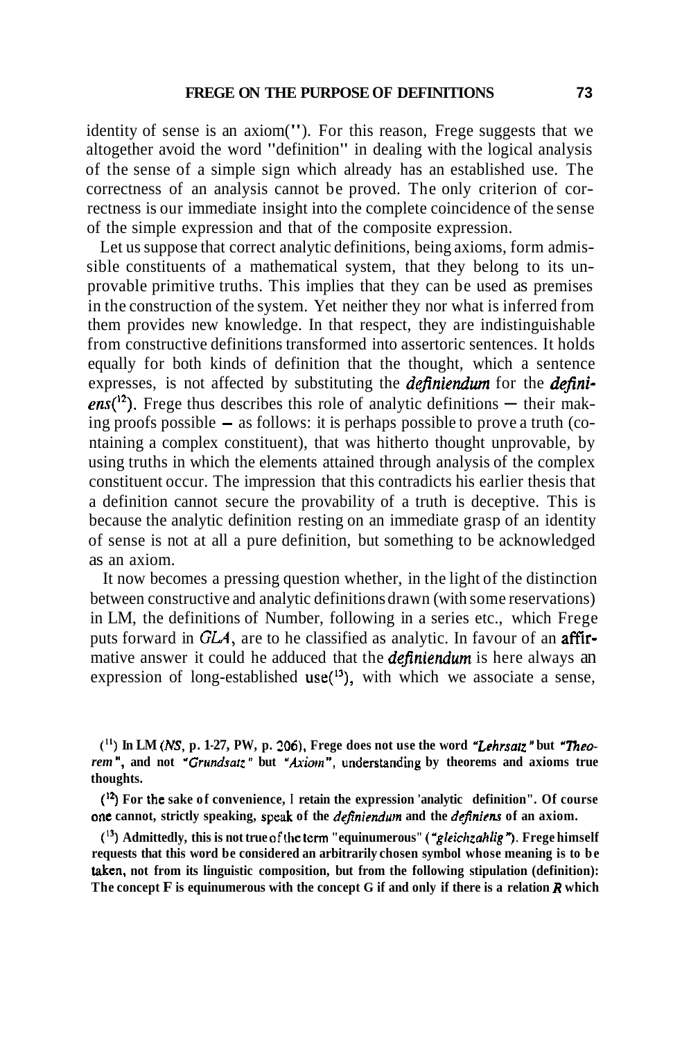identity of sense is an axiom[11]. For this reason, Frege suggests that we altogether avoid the word "definition" in dealing with the logical analysis of the sense of a simple sign which already has an established use. The correctness of an analysis cannot be proved. The only criterion of correctness is our immediate insight into the complete coincidence of the sense of the simple expression and that of the composite expression.

Let us suppose that correct analytic definitions, being axioms, form admissible constituents of a mathematical system, that they belong to its unprovable primitive truths. This implies that they can be used as premises in the construction of the system. Yet neither they nor what is inferred from them provides new knowledge. In that respect, they are indistinguishable from constructive definitions transformed into assertoric sentences. It holds equally for both kinds of definition that the thought, which a sentence expresses, is not affected by substituting the *definiendum* for the *definiens*[12]. Frege thus describes this role of analytic definitions — their making proofs possible — as follows: it is perhaps possible to prove a truth (containing a complex constituent), that was hitherto thought unprovable, by using truths in which the elements attained through analysis of the complex constituent occur. The impression that this contradicts his earlier thesis that a definition cannot secure the provability of a truth is deceptive. This is because the analytic definition resting on an immediate grasp of an identity of sense is not at all a pure definition, but something to be acknowledged as an axiom.

It now becomes a pressing question whether, in the light of the distinction between constructive and analytic definitions drawn (with some reservations) in LM, the definitions of Number, following in a series etc., which Frege puts forward in *GLA*, are to be classified as analytic. In favour of an affirmative answer it could be adduced that the *definiendum* is here always an expression of long-established use[13], with which we associate a sense,

---

**[11] In LM (*NS*, p. 1-27, PW, p. 206), Frege does not use the word *"Lehrsatz"* but *"Theorem"*, and not *"Grundsatz"* but *"Axiom"*, understanding by theorems and axioms true thoughts.**

**[12] For the sake of convenience, I retain the expression 'analytic definition". Of course one cannot, strictly speaking, speak of the *definiendum* and the *definiens* of an axiom.**

**[13] Admittedly, this is not true of the term "equinumerous" (*"gleichzahlig"*). Frege himself requests that this word be considered an arbitrarily chosen symbol whose meaning is to be taken, not from its linguistic composition, but from the following stipulation (definition): The concept F is equinumerous with the concept G if and only if there is a relation *R* which**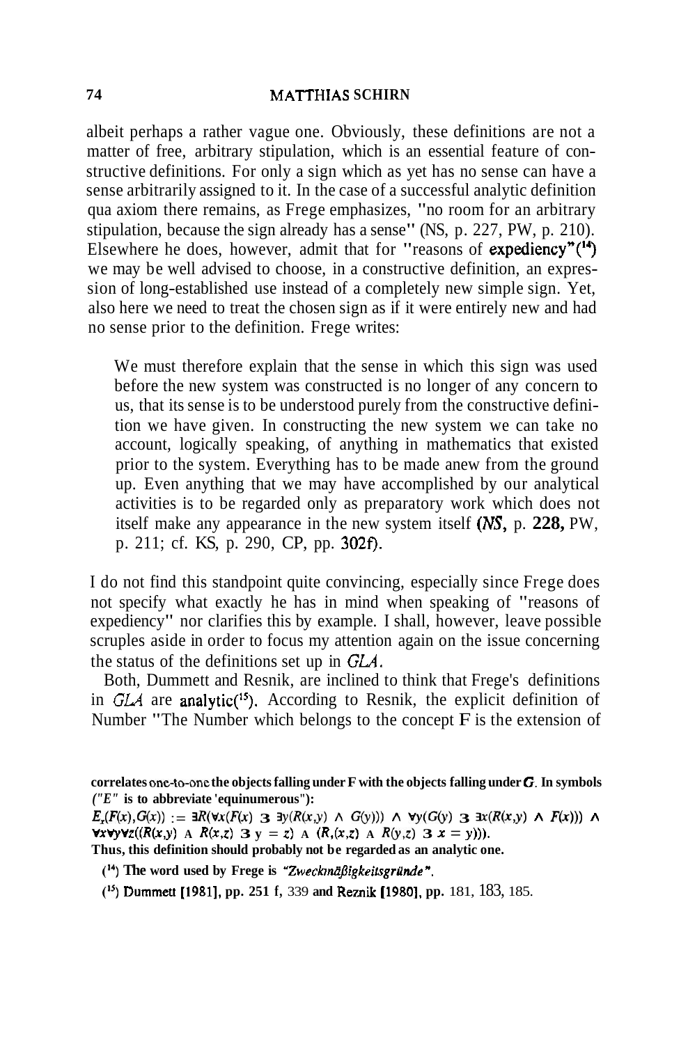albeit perhaps a rather vague one. Obviously, these definitions are not a matter of free, arbitrary stipulation, which is an essential feature of constructive definitions. For only a sign which as yet has no sense can have a sense arbitrarily assigned to it. In the case of a successful analytic definition qua axiom there remains, as Frege emphasizes, "no room for an arbitrary stipulation, because the sign already has a sense" (NS, p. 227, PW, p. 210). Elsewhere he does, however, admit that for "reasons of expediency"[14] we may be well advised to choose, in a constructive definition, an expression of long-established use instead of a completely new simple sign. Yet, also here we need to treat the chosen sign as if it were entirely new and had no sense prior to the definition. Frege writes:

> We must therefore explain that the sense in which this sign was used before the new system was constructed is no longer of any concern to us, that its sense is to be understood purely from the constructive definition we have given. In constructing the new system we can take no account, logically speaking, of anything in mathematics that existed prior to the system. Everything has to be made anew from the ground up. Even anything that we may have accomplished by our analytical activities is to be regarded only as preparatory work which does not itself make any appearance in the new system itself (*NS*, p. **228,** PW, p. 211; cf. KS, p. 290, CP, pp. 302f).

I do not find this standpoint quite convincing, especially since Frege does not specify what exactly he has in mind when speaking of "reasons of expediency" nor clarifies this by example. I shall, however, leave possible scruples aside in order to focus my attention again on the issue concerning the status of the definitions set up in *GLA*.

Both, Dummett and Resnik, are inclined to think that Frege's definitions in *GLA* are analytic[15]. According to Resnik, the explicit definition of Number "The Number which belongs to the concept **F** is the extension of

---

**correlates one-to-one the objects falling under F with the objects falling under *G*. In symbols (*"E"* is to abbreviate 'equinumerous"):**

$E_x(F(x), G(x)) := \exists R(\forall x(F(x) \supset \exists y(R(x,y) \wedge G(y))) \wedge \forall y(G(y) \supset \exists x(R(x,y) \wedge F(x))) \wedge \forall x \forall y \forall z((R(x,y) \wedge R(x,z) \supset y = z) \wedge (R(x,z) \wedge R(y,z) \supset x = y)))$.

**Thus, this definition should probably not be regarded as an analytic one.**

[14] **The word used by Frege is *"Zweckmäßigkeitsgründe"*.**

[15] **Dummett [1981], pp. 251 f, 339 and Reznik [1980], pp. 181, 183, 185.**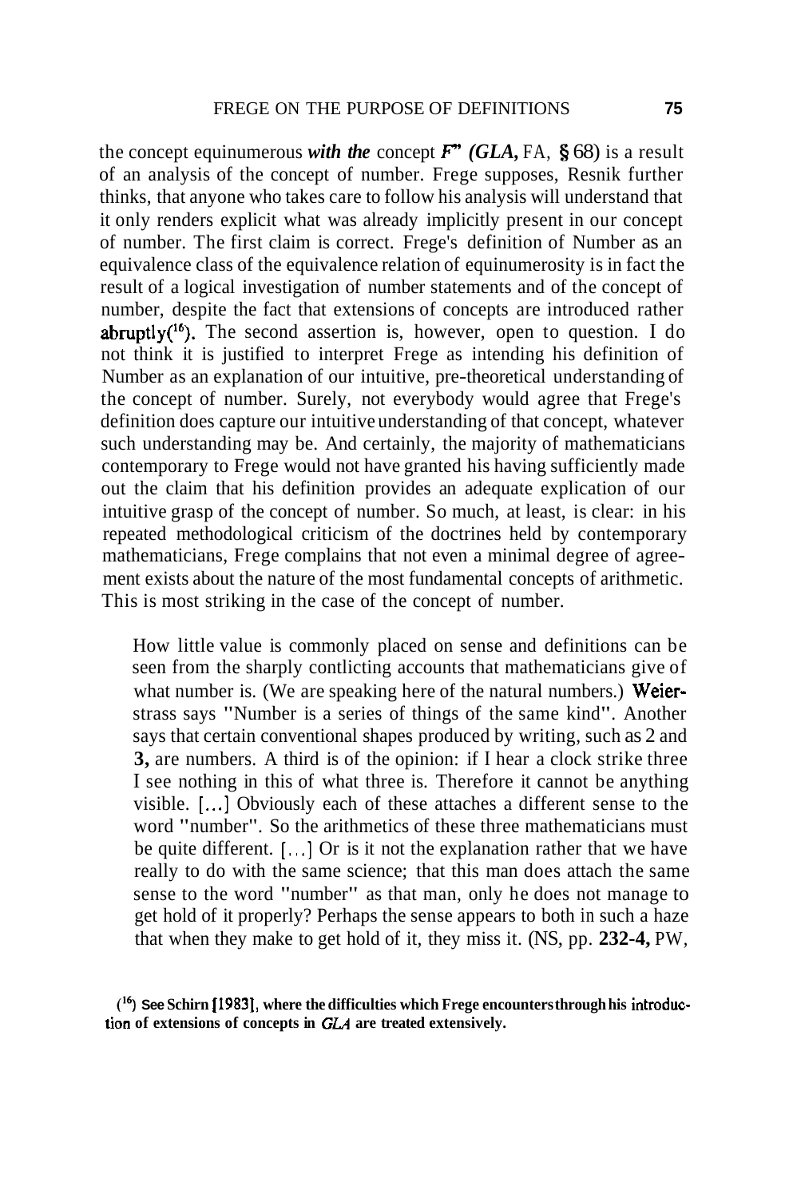the concept equinumerous ***with the*** concept *F*" (*GLA*, FA, § 68) is a result of an analysis of the concept of number. Frege supposes, Resnik further thinks, that anyone who takes care to follow his analysis will understand that it only renders explicit what was already implicitly present in our concept of number. The first claim is correct. Frege's definition of Number as an equivalence class of the equivalence relation of equinumerosity is in fact the result of a logical investigation of number statements and of the concept of number, despite the fact that extensions of concepts are introduced rather abruptly([16]). The second assertion is, however, open to question. I do not think it is justified to interpret Frege as intending his definition of Number as an explanation of our intuitive, pre-theoretical understanding of the concept of number. Surely, not everybody would agree that Frege's definition does capture our intuitive understanding of that concept, whatever such understanding may be. And certainly, the majority of mathematicians contemporary to Frege would not have granted his having sufficiently made out the claim that his definition provides an adequate explication of our intuitive grasp of the concept of number. So much, at least, is clear: in his repeated methodological criticism of the doctrines held by contemporary mathematicians, Frege complains that not even a minimal degree of agreement exists about the nature of the most fundamental concepts of arithmetic. This is most striking in the case of the concept of number.

> How little value is commonly placed on sense and definitions can be seen from the sharply contlicting accounts that mathematicians give of what number is. (We are speaking here of the natural numbers.) Weierstrass says "Number is a series of things of the same kind". Another says that certain conventional shapes produced by writing, such as 2 and 3, are numbers. A third is of the opinion: if I hear a clock strike three I see nothing in this of what three is. Therefore it cannot be anything visible. [...] Obviously each of these attaches a different sense to the word "number". So the arithmetics of these three mathematicians must be quite different. [...] Or is it not the explanation rather that we have really to do with the same science; that this man does attach the same sense to the word "number" as that man, only he does not manage to get hold of it properly? Perhaps the sense appears to both in such a haze that when they make to get hold of it, they miss it. (NS, pp. 232-4, PW,

([16]) See Schirn [1983], where the difficulties which Frege encounters through his introduction of extensions of concepts in *GLA* are treated extensively.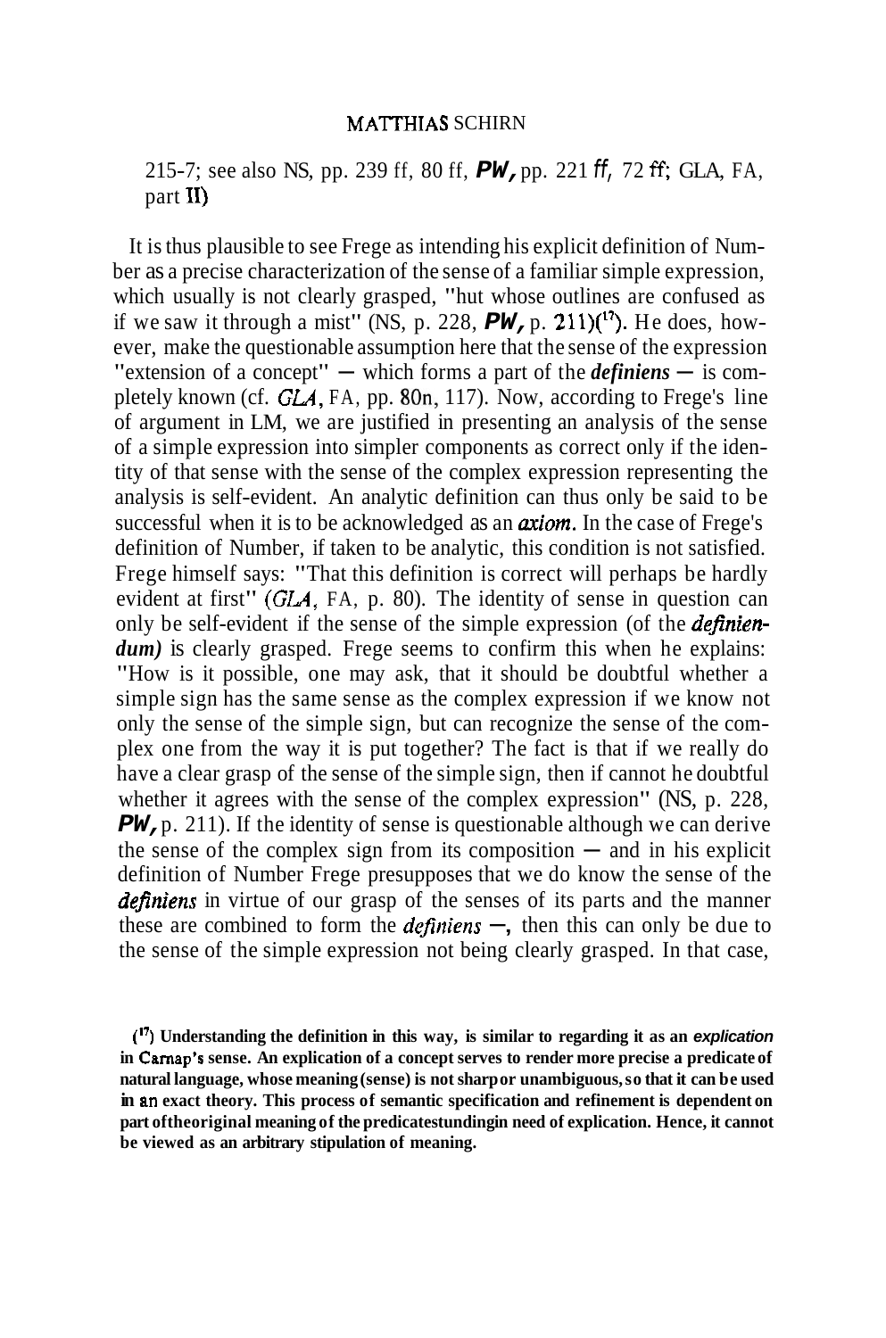215-7; see also NS, pp. 239 ff, 80 ff, *PW*, pp. 221 ff, 72 ff; GLA, FA, part II)

It is thus plausible to see Frege as intending his explicit definition of Number as a precise characterization of the sense of a familiar simple expression, which usually is not clearly grasped, "hut whose outlines are confused as if we saw it through a mist" (NS, p. 228, *PW*, p. 211)(17). He does, however, make the questionable assumption here that the sense of the expression "extension of a concept" — which forms a part of the *definiens* — is completely known (cf. *GLA*, FA, pp. 80n, 117). Now, according to Frege's line of argument in LM, we are justified in presenting an analysis of the sense of a simple expression into simpler components as correct only if the identity of that sense with the sense of the complex expression representing the analysis is self-evident. An analytic definition can thus only be said to be successful when it is to be acknowledged as an *axiom*. In the case of Frege's definition of Number, if taken to be analytic, this condition is not satisfied. Frege himself says: "That this definition is correct will perhaps be hardly evident at first" (*GLA*, FA, p. 80). The identity of sense in question can only be self-evident if the sense of the simple expression (of the *definiendum)* is clearly grasped. Frege seems to confirm this when he explains: "How is it possible, one may ask, that it should be doubtful whether a simple sign has the same sense as the complex expression if we know not only the sense of the simple sign, but can recognize the sense of the complex one from the way it is put together? The fact is that if we really do have a clear grasp of the sense of the simple sign, then if cannot he doubtful whether it agrees with the sense of the complex expression" (NS, p. 228, *PW*, p. 211). If the identity of sense is questionable although we can derive the sense of the complex sign from its composition — and in his explicit definition of Number Frege presupposes that we do know the sense of the *definiens* in virtue of our grasp of the senses of its parts and the manner these are combined to form the *definiens* —, then this can only be due to the sense of the simple expression not being clearly grasped. In that case,

(17) **Understanding the definition in this way, is similar to regarding it as an *explication* in Carnap's sense. An explication of a concept serves to render more precise a predicate of natural language, whose meaning (sense) is not sharp or unambiguous, so that it can be used in an exact theory. This process of semantic specification and refinement is dependent on part of the original meaning of the predicate standing in need of explication. Hence, it cannot be viewed as an arbitrary stipulation of meaning.**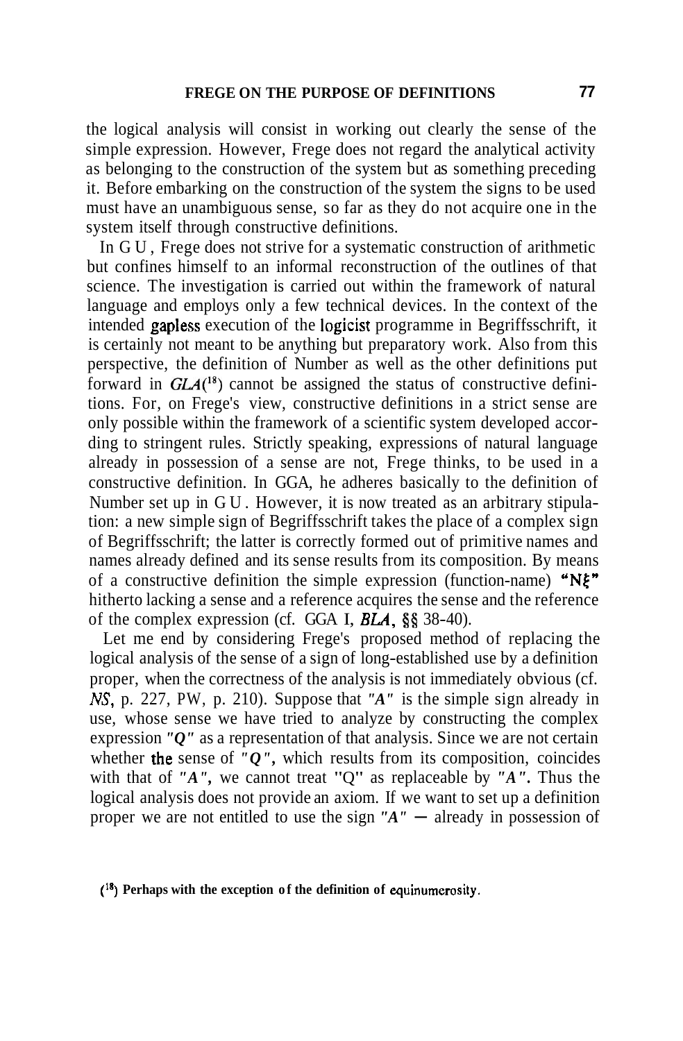the logical analysis will consist in working out clearly the sense of the simple expression. However, Frege does not regard the analytical activity as belonging to the construction of the system but as something preceding it. Before embarking on the construction of the system the signs to be used must have an unambiguous sense, so far as they do not acquire one in the system itself through constructive definitions.

In GU, Frege does not strive for a systematic construction of arithmetic but confines himself to an informal reconstruction of the outlines of that science. The investigation is carried out within the framework of natural language and employs only a few technical devices. In the context of the intended gapless execution of the logicist programme in Begriffsschrift, it is certainly not meant to be anything but preparatory work. Also from this perspective, the definition of Number as well as the other definitions put forward in *GLA*[18] cannot be assigned the status of constructive definitions. For, on Frege's view, constructive definitions in a strict sense are only possible within the framework of a scientific system developed according to stringent rules. Strictly speaking, expressions of natural language already in possession of a sense are not, Frege thinks, to be used in a constructive definition. In GGA, he adheres basically to the definition of Number set up in GU. However, it is now treated as an arbitrary stipulation: a new simple sign of Begriffsschrift takes the place of a complex sign of Begriffsschrift; the latter is correctly formed out of primitive names and names already defined and its sense results from its composition. By means of a constructive definition the simple expression (function-name) "$N\xi$" hitherto lacking a sense and a reference acquires the sense and the reference of the complex expression (cf. GGA I, *BLA*, §§ 38-40).

Let me end by considering Frege's proposed method of replacing the logical analysis of the sense of a sign of long-established use by a definition proper, when the correctness of the analysis is not immediately obvious (cf. *NS*, p. 227, PW, p. 210). Suppose that "*A*" is the simple sign already in use, whose sense we have tried to analyze by constructing the complex expression "*Q*" as a representation of that analysis. Since we are not certain whether the sense of "*Q*", which results from its composition, coincides with that of "*A*", we cannot treat "Q" as replaceable by "*A*". Thus the logical analysis does not provide an axiom. If we want to set up a definition proper we are not entitled to use the sign "*A*" — already in possession of

[18] **Perhaps with the exception of the definition of equinumerosity.**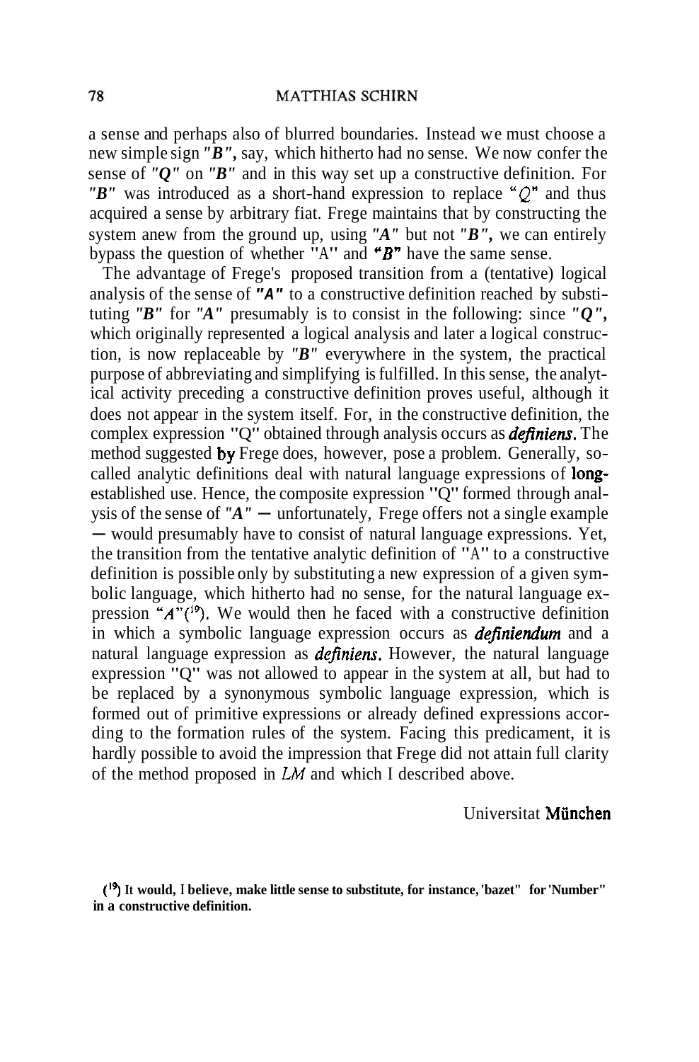a sense and perhaps also of blurred boundaries. Instead we must choose a new simple sign *"B"*, say, which hitherto had no sense. We now confer the sense of *"Q"* on *"B"* and in this way set up a constructive definition. For *"B"* was introduced as a short-hand expression to replace "*Q*" and thus acquired a sense by arbitrary fiat. Frege maintains that by constructing the system anew from the ground up, using *"A"* but not *"B"*, we can entirely bypass the question of whether "A" and "*B*" have the same sense.

The advantage of Frege's proposed transition from a (tentative) logical analysis of the sense of *"A"* to a constructive definition reached by substituting *"B"* for *"A"* presumably is to consist in the following: since *"Q"*, which originally represented a logical analysis and later a logical construction, is now replaceable by *"B"* everywhere in the system, the practical purpose of abbreviating and simplifying is fulfilled. In this sense, the analytical activity preceding a constructive definition proves useful, although it does not appear in the system itself. For, in the constructive definition, the complex expression "Q" obtained through analysis occurs as ***definiens***. The method suggested by Frege does, however, pose a problem. Generally, so-called analytic definitions deal with natural language expressions of long-established use. Hence, the composite expression "Q" formed through analysis of the sense of *"A"* — unfortunately, Frege offers not a single example — would presumably have to consist of natural language expressions. Yet, the transition from the tentative analytic definition of "A" to a constructive definition is possible only by substituting a new expression of a given symbolic language, which hitherto had no sense, for the natural language expression "*A*"[19]. We would then he faced with a constructive definition in which a symbolic language expression occurs as ***definiendum*** and a natural language expression as ***definiens***. However, the natural language expression "Q" was not allowed to appear in the system at all, but had to be replaced by a synonymous symbolic language expression, which is formed out of primitive expressions or already defined expressions according to the formation rules of the system. Facing this predicament, it is hardly possible to avoid the impression that Frege did not attain full clarity of the method proposed in *LM* and which I described above.

Universitat München

**[19] It would, I believe, make little sense to substitute, for instance, 'bazet" for 'Number" in a constructive definition.**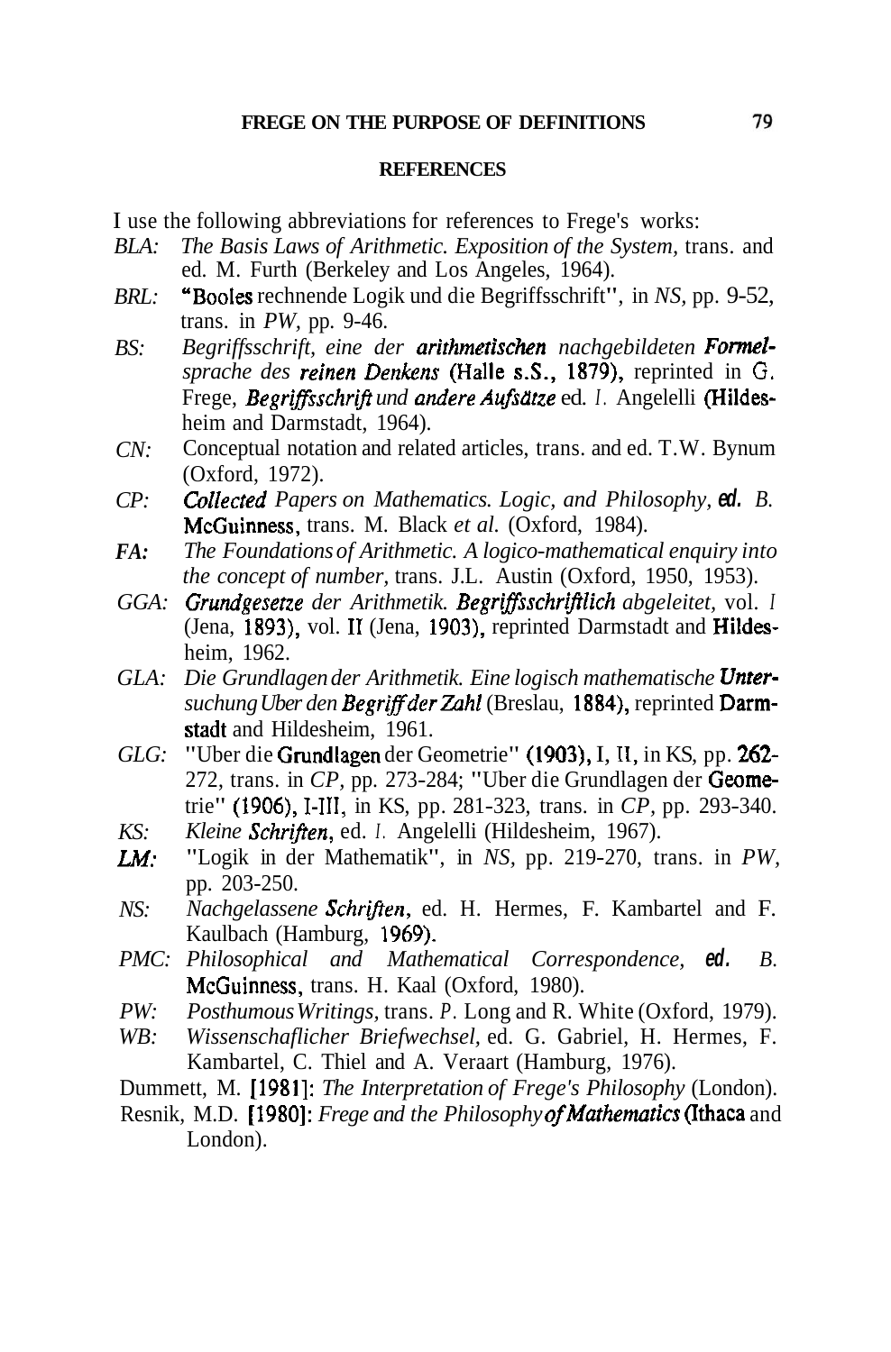## REFERENCES

I use the following abbreviations for references to Frege's works:

*BLA*: *The Basis Laws of Arithmetic. Exposition of the System*, trans. and ed. M. Furth (Berkeley and Los Angeles, 1964).

*BRL*: "Booles rechnende Logik und die Begriffsschrift", in *NS*, pp. 9-52, trans. in *PW*, pp. 9-46.

*BS*: *Begriffsschrift, eine der arithmetischen nachgebildeten Formelsprache des reinen Denkens* (Halle s.S., 1879), reprinted in G. Frege, *Begriffsschrift und andere Aufsätze* ed. I. Angelelli (Hildesheim and Darmstadt, 1964).

*CN*: Conceptual notation and related articles, trans. and ed. T.W. Bynum (Oxford, 1972).

*CP*: *Collected Papers on Mathematics. Logic, and Philosophy*, ed. B. McGuinness, trans. M. Black *et al.* (Oxford, 1984).

***FA***: *The Foundations of Arithmetic. A logico-mathematical enquiry into the concept of number*, trans. J.L. Austin (Oxford, 1950, 1953).

*GGA*: *Grundgesetze der Arithmetik. Begriffsschriftlich abgeleitet*, vol. I (Jena, 1893), vol. II (Jena, 1903), reprinted Darmstadt and Hildesheim, 1962.

*GLA*: *Die Grundlagen der Arithmetik. Eine logisch mathematische Untersuchung Uber den Begriff der Zahl* (Breslau, 1884), reprinted Darmstadt and Hildesheim, 1961.

*GLG*: "Uber die Grundlagen der Geometrie" (1903), I, II, in KS, pp. 262-272, trans. in *CP*, pp. 273-284; "Uber die Grundlagen der Geometrie" (1906), I-III, in KS, pp. 281-323, trans. in *CP*, pp. 293-340.

*KS*: *Kleine Schriften*, ed. I. Angelelli (Hildesheim, 1967).

***LM***: "Logik in der Mathematik", in *NS*, pp. 219-270, trans. in *PW*, pp. 203-250.

*NS*: *Nachgelassene Schriften*, ed. H. Hermes, F. Kambartel and F. Kaulbach (Hamburg, 1969).

*PMC*: *Philosophical and Mathematical Correspondence*, ed. B. McGuinness, trans. H. Kaal (Oxford, 1980).

*PW*: *Posthumous Writings*, trans. P. Long and R. White (Oxford, 1979).

*WB*: *Wissenschaflicher Briefwechsel*, ed. G. Gabriel, H. Hermes, F. Kambartel, C. Thiel and A. Veraart (Hamburg, 1976).

Dummett, M. [1981]: *The Interpretation of Frege's Philosophy* (London).

Resnik, M.D. [1980]: *Frege and the Philosophy of Mathematics* (Ithaca and London).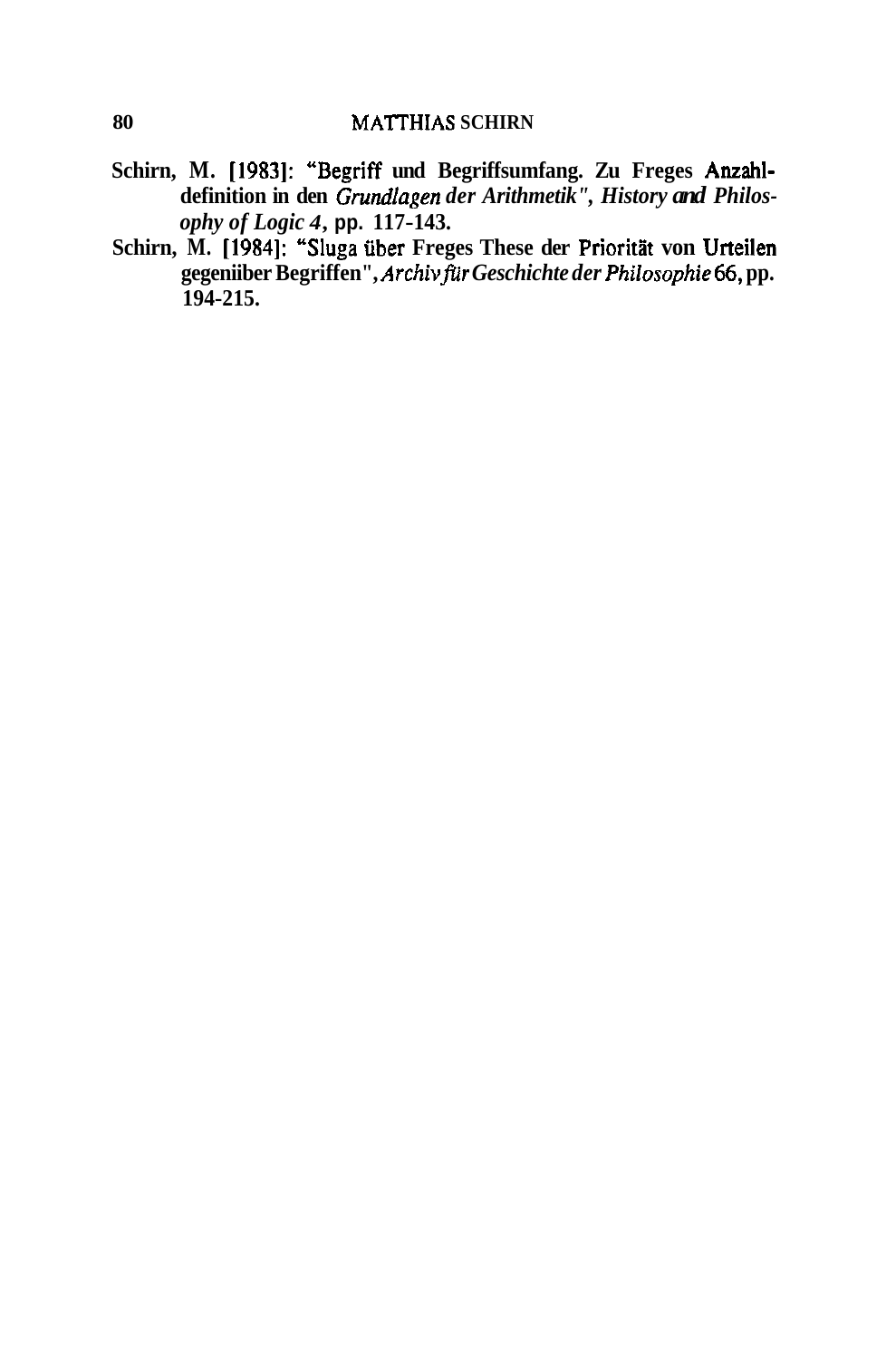Schirn, M. [1983]: "Begriff und Begriffsumfang. Zu Freges Anzahldefinition in den *Grundlagen der Arithmetik", History and Philosophy of Logic 4*, pp. 117-143.

Schirn, M. [1984]: "Sluga über Freges These der Priorität von Urteilen gegeniiber Begriffen", *Archiv für Geschichte der Philosophie* 66, pp. 194-215.